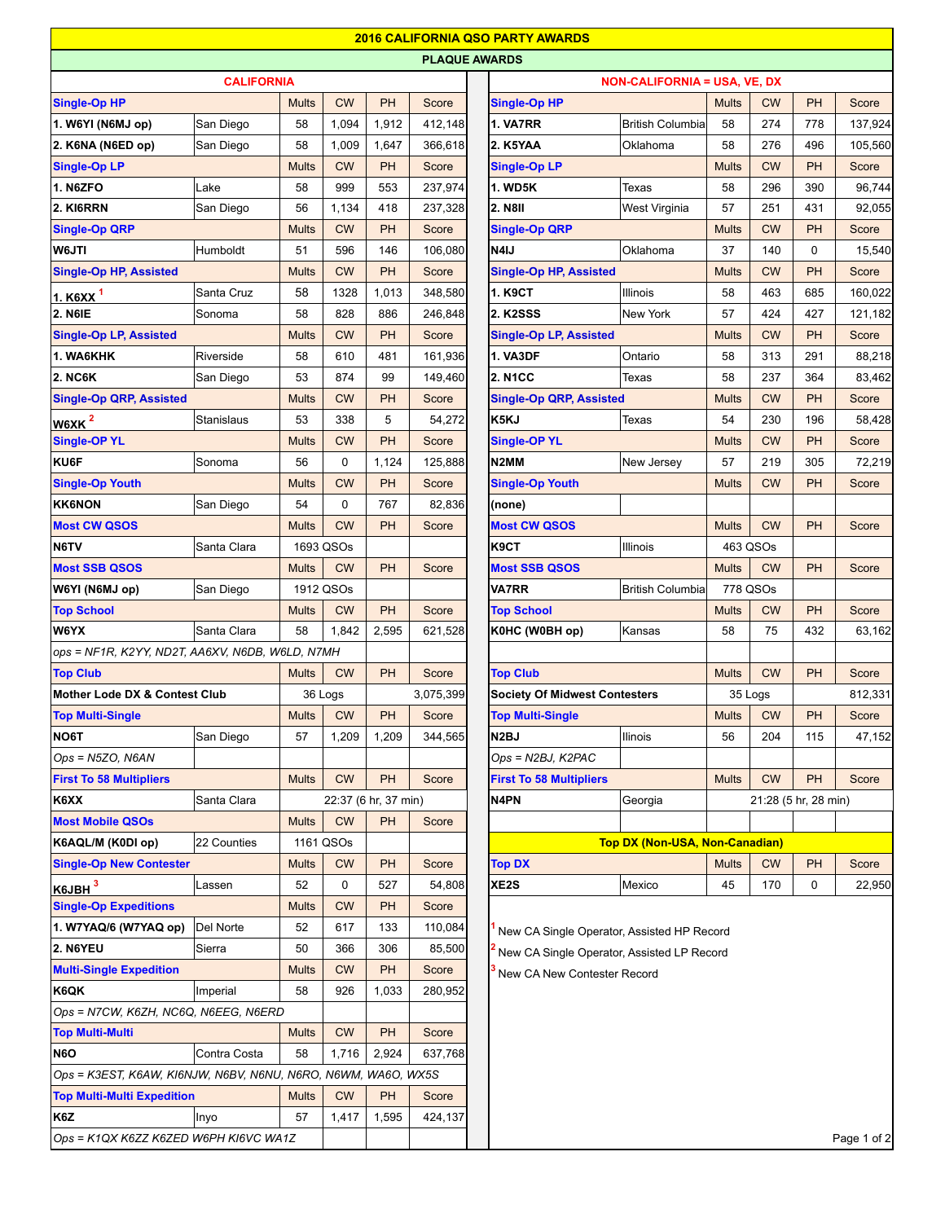# 2016 CALIFORNIA QSO PARTY AWARDS

## PLAQUE AWARDS

### CALIFORNIA

| Single-Op HP | | Mults | CW | PH | Score |
|---|---|---|---|---|---|
| 1. W6YI (N6MJ op) | San Diego | 58 | 1,094 | 1,912 | 412,148 |
| 2. K6NA (N6ED op) | San Diego | 58 | 1,009 | 1,647 | 366,618 |
| **Single-Op LP** | | **Mults** | **CW** | **PH** | **Score** |
| 1. N6ZFO | Lake | 58 | 999 | 553 | 237,974 |
| 2. KI6RRN | San Diego | 56 | 1,134 | 418 | 237,328 |
| **Single-Op QRP** | | **Mults** | **CW** | **PH** | **Score** |
| W6JTI | Humboldt | 51 | 596 | 146 | 106,080 |
| **Single-Op HP, Assisted** | | **Mults** | **CW** | **PH** | **Score** |
| 1. K6XX [1] | Santa Cruz | 58 | 1328 | 1,013 | 348,580 |
| 2. N6IE | Sonoma | 58 | 828 | 886 | 246,848 |
| **Single-Op LP, Assisted** | | **Mults** | **CW** | **PH** | **Score** |
| 1. WA6KHK | Riverside | 58 | 610 | 481 | 161,936 |
| 2. NC6K | San Diego | 53 | 874 | 99 | 149,460 |
| **Single-Op QRP, Assisted** | | **Mults** | **CW** | **PH** | **Score** |
| W6XK [2] | Stanislaus | 53 | 338 | 5 | 54,272 |
| **Single-OP YL** | | **Mults** | **CW** | **PH** | **Score** |
| KU6F | Sonoma | 56 | 0 | 1,124 | 125,888 |
| **Single-Op Youth** | | **Mults** | **CW** | **PH** | **Score** |
| KK6NON | San Diego | 54 | 0 | 767 | 82,836 |
| **Most CW QSOS** | | **Mults** | **CW** | **PH** | **Score** |
| N6TV | Santa Clara | 1693 QSOs | | | |
| **Most SSB QSOS** | | **Mults** | **CW** | **PH** | **Score** |
| W6YI (N6MJ op) | San Diego | 1912 QSOs | | | |
| **Top School** | | **Mults** | **CW** | **PH** | **Score** |
| W6YX | Santa Clara | 58 | 1,842 | 2,595 | 621,528 |
| *ops = NF1R, K2YY, ND2T, AA6XV, N6DB, W6LD, N7MH* | | | | | |
| **Top Club** | | **Mults** | **CW** | **PH** | **Score** |
| Mother Lode DX & Contest Club | | 36 Logs | | | 3,075,399 |
| **Top Multi-Single** | | **Mults** | **CW** | **PH** | **Score** |
| NO6T | San Diego | 57 | 1,209 | 1,209 | 344,565 |
| *Ops = N5ZO, N6AN* | | | | | |
| **First To 58 Multipliers** | | **Mults** | **CW** | **PH** | **Score** |
| K6XX | Santa Clara | 22:37 (6 hr, 37 min) | | | |
| **Most Mobile QSOs** | | **Mults** | **CW** | **PH** | **Score** |
| K6AQL/M (K0DI op) | 22 Counties | 1161 QSOs | | | |
| **Single-Op New Contester** | | **Mults** | **CW** | **PH** | **Score** |
| K6JBH [3] | Lassen | 52 | 0 | 527 | 54,808 |
| **Single-Op Expeditions** | | **Mults** | **CW** | **PH** | **Score** |
| 1. W7YAQ/6 (W7YAQ op) | Del Norte | 52 | 617 | 133 | 110,084 |
| 2. N6YEU | Sierra | 50 | 366 | 306 | 85,500 |
| **Multi-Single Expedition** | | **Mults** | **CW** | **PH** | **Score** |
| K6QK | Imperial | 58 | 926 | 1,033 | 280,952 |
| *Ops = N7CW, K6ZH, NC6Q, N6EEG, N6ERD* | | | | | |
| **Top Multi-Multi** | | **Mults** | **CW** | **PH** | **Score** |
| N6O | Contra Costa | 58 | 1,716 | 2,924 | 637,768 |
| *Ops = K3EST, K6AW, KI6NJW, N6BV, N6NU, N6RO, N6WM, WA6O, WX5S* | | | | | |
| **Top Multi-Multi Expedition** | | **Mults** | **CW** | **PH** | **Score** |
| K6Z | Inyo | 57 | 1,417 | 1,595 | 424,137 |
| *Ops = K1QX K6ZZ K6ZED W6PH KI6VC WA1Z* | | | | | |

### NON-CALIFORNIA = USA, VE, DX

| Single-Op HP | | Mults | CW | PH | Score |
|---|---|---|---|---|---|
| 1. VA7RR | British Columbia | 58 | 274 | 778 | 137,924 |
| 2. K5YAA | Oklahoma | 58 | 276 | 496 | 105,560 |
| **Single-Op LP** | | **Mults** | **CW** | **PH** | **Score** |
| 1. WD5K | Texas | 58 | 296 | 390 | 96,744 |
| 2. N8II | West Virginia | 57 | 251 | 431 | 92,055 |
| **Single-Op QRP** | | **Mults** | **CW** | **PH** | **Score** |
| N4IJ | Oklahoma | 37 | 140 | 0 | 15,540 |
| **Single-Op HP, Assisted** | | **Mults** | **CW** | **PH** | **Score** |
| 1. K9CT | Illinois | 58 | 463 | 685 | 160,022 |
| 2. K2SSS | New York | 57 | 424 | 427 | 121,182 |
| **Single-Op LP, Assisted** | | **Mults** | **CW** | **PH** | **Score** |
| 1. VA3DF | Ontario | 58 | 313 | 291 | 88,218 |
| 2. N1CC | Texas | 58 | 237 | 364 | 83,462 |
| **Single-Op QRP, Assisted** | | **Mults** | **CW** | **PH** | **Score** |
| K5KJ | Texas | 54 | 230 | 196 | 58,428 |
| **Single-OP YL** | | **Mults** | **CW** | **PH** | **Score** |
| N2MM | New Jersey | 57 | 219 | 305 | 72,219 |
| **Single-Op Youth** | | **Mults** | **CW** | **PH** | **Score** |
| (none) | | | | | |
| **Most CW QSOS** | | **Mults** | **CW** | **PH** | **Score** |
| K9CT | Illinois | 463 QSOs | | | |
| **Most SSB QSOS** | | **Mults** | **CW** | **PH** | **Score** |
| VA7RR | British Columbia | 778 QSOs | | | |
| **Top School** | | **Mults** | **CW** | **PH** | **Score** |
| K0HC (W0BH op) | Kansas | 58 | 75 | 432 | 63,162 |
| **Top Club** | | **Mults** | **CW** | **PH** | **Score** |
| Society Of Midwest Contesters | | 35 Logs | | | 812,331 |
| **Top Multi-Single** | | **Mults** | **CW** | **PH** | **Score** |
| N2BJ | Ilinois | 56 | 204 | 115 | 47,152 |
| *Ops = N2BJ, K2PAC* | | | | | |
| **First To 58 Multipliers** | | **Mults** | **CW** | **PH** | **Score** |
| N4PN | Georgia | 21:28 (5 hr, 28 min) | | | |

### Top DX (Non-USA, Non-Canadian)

| Top DX | | Mults | CW | PH | Score |
|---|---|---|---|---|---|
| XE2S | Mexico | 45 | 170 | 0 | 22,950 |

[1] New CA Single Operator, Assisted HP Record

[2] New CA Single Operator, Assisted LP Record

[3] New CA New Contester Record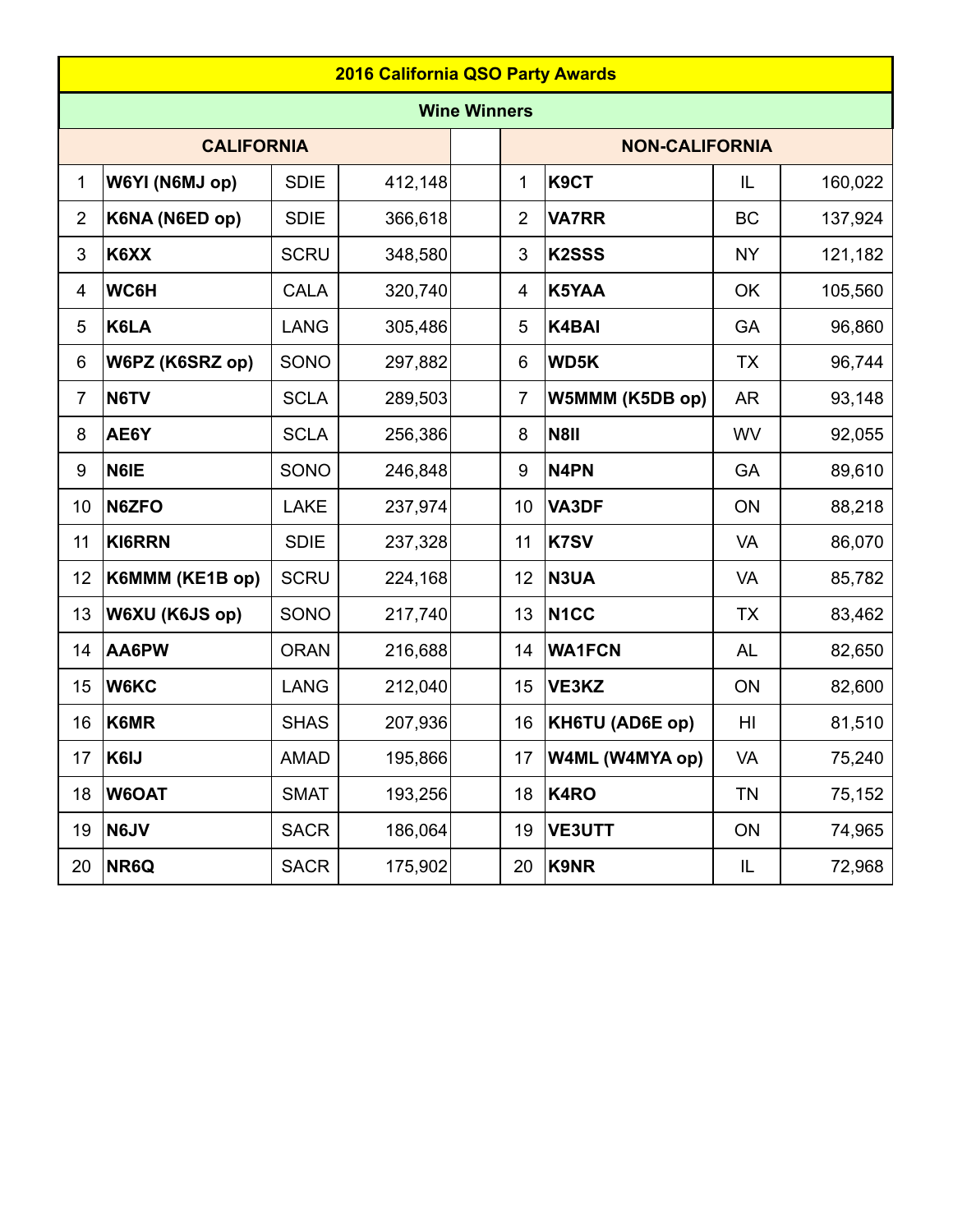# 2016 California QSO Party Awards

## Wine Winners

| CALIFORNIA | | | | | NON-CALIFORNIA | | | |
|---|---|---|---|---|---|---|---|---|
| 1 | **W6YI (N6MJ op)** | SDIE | 412,148 | | 1 | **K9CT** | IL | 160,022 |
| 2 | **K6NA (N6ED op)** | SDIE | 366,618 | | 2 | **VA7RR** | BC | 137,924 |
| 3 | **K6XX** | SCRU | 348,580 | | 3 | **K2SSS** | NY | 121,182 |
| 4 | **WC6H** | CALA | 320,740 | | 4 | **K5YAA** | OK | 105,560 |
| 5 | **K6LA** | LANG | 305,486 | | 5 | **K4BAI** | GA | 96,860 |
| 6 | **W6PZ (K6SRZ op)** | SONO | 297,882 | | 6 | **WD5K** | TX | 96,744 |
| 7 | **N6TV** | SCLA | 289,503 | | 7 | **W5MMM (K5DB op)** | AR | 93,148 |
| 8 | **AE6Y** | SCLA | 256,386 | | 8 | **N8II** | WV | 92,055 |
| 9 | **N6IE** | SONO | 246,848 | | 9 | **N4PN** | GA | 89,610 |
| 10 | **N6ZFO** | LAKE | 237,974 | | 10 | **VA3DF** | ON | 88,218 |
| 11 | **KI6RRN** | SDIE | 237,328 | | 11 | **K7SV** | VA | 86,070 |
| 12 | **K6MMM (KE1B op)** | SCRU | 224,168 | | 12 | **N3UA** | VA | 85,782 |
| 13 | **W6XU (K6JS op)** | SONO | 217,740 | | 13 | **N1CC** | TX | 83,462 |
| 14 | **AA6PW** | ORAN | 216,688 | | 14 | **WA1FCN** | AL | 82,650 |
| 15 | **W6KC** | LANG | 212,040 | | 15 | **VE3KZ** | ON | 82,600 |
| 16 | **K6MR** | SHAS | 207,936 | | 16 | **KH6TU (AD6E op)** | HI | 81,510 |
| 17 | **K6IJ** | AMAD | 195,866 | | 17 | **W4ML (W4MYA op)** | VA | 75,240 |
| 18 | **W6OAT** | SMAT | 193,256 | | 18 | **K4RO** | TN | 75,152 |
| 19 | **N6JV** | SACR | 186,064 | | 19 | **VE3UTT** | ON | 74,965 |
| 20 | **NR6Q** | SACR | 175,902 | | 20 | **K9NR** | IL | 72,968 |